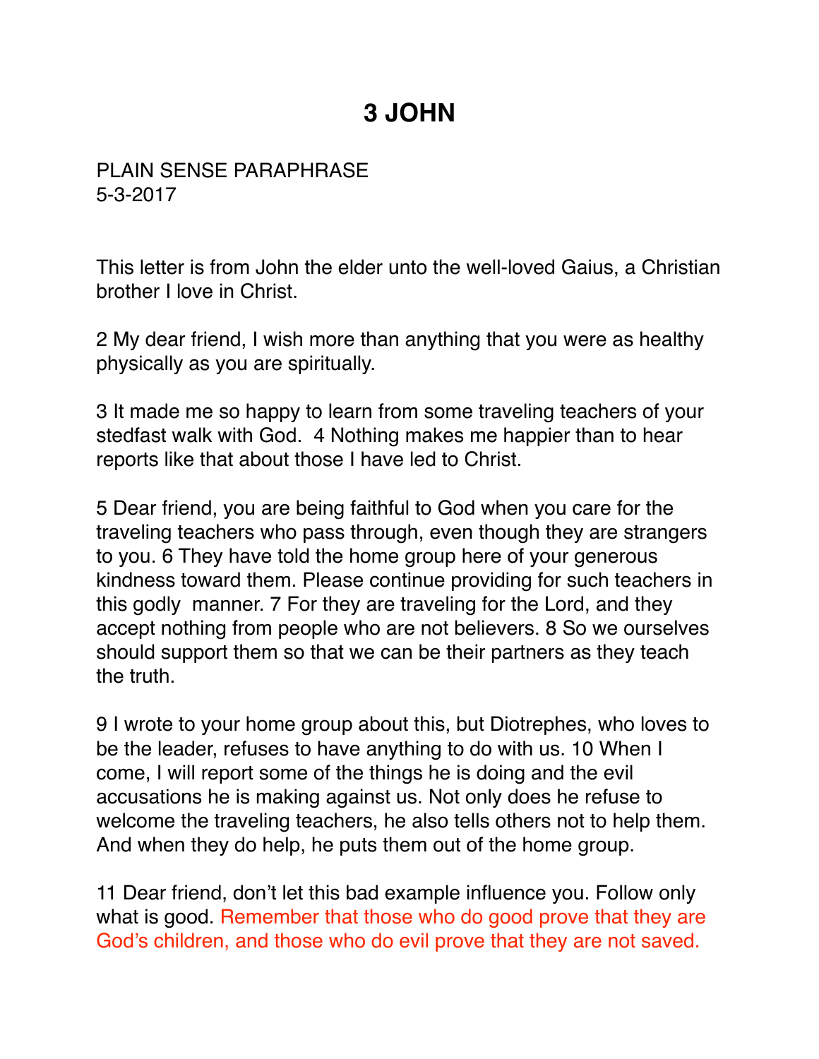# 3 JOHN

PLAIN SENSE PARAPHRASE
5-3-2017

This letter is from John the elder unto the well-loved Gaius, a Christian brother I love in Christ.

2 My dear friend, I wish more than anything that you were as healthy physically as you are spiritually.

3 It made me so happy to learn from some traveling teachers of your stedfast walk with God. 4 Nothing makes me happier than to hear reports like that about those I have led to Christ.

5 Dear friend, you are being faithful to God when you care for the traveling teachers who pass through, even though they are strangers to you. 6 They have told the home group here of your generous kindness toward them. Please continue providing for such teachers in this godly manner. 7 For they are traveling for the Lord, and they accept nothing from people who are not believers. 8 So we ourselves should support them so that we can be their partners as they teach the truth.

9 I wrote to your home group about this, but Diotrephes, who loves to be the leader, refuses to have anything to do with us. 10 When I come, I will report some of the things he is doing and the evil accusations he is making against us. Not only does he refuse to welcome the traveling teachers, he also tells others not to help them. And when they do help, he puts them out of the home group.

11 Dear friend, don't let this bad example influence you. Follow only what is good. Remember that those who do good prove that they are God's children, and those who do evil prove that they are not saved.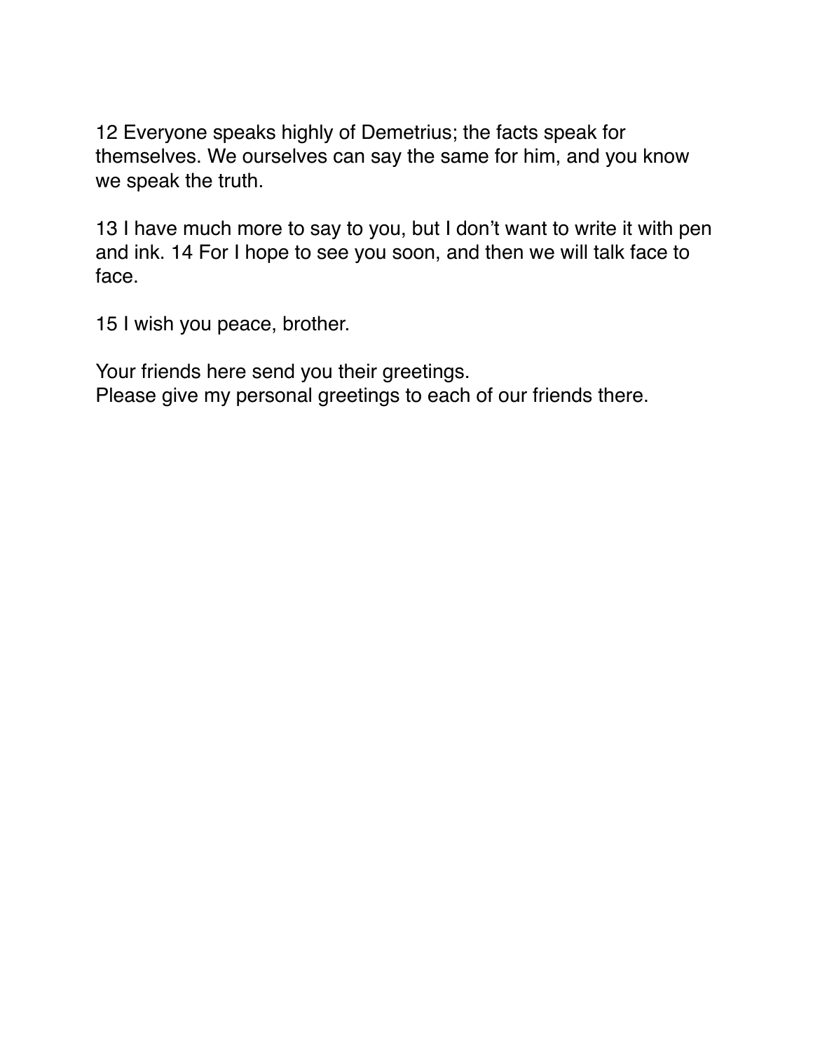12 Everyone speaks highly of Demetrius; the facts speak for themselves. We ourselves can say the same for him, and you know we speak the truth.

13 I have much more to say to you, but I don't want to write it with pen and ink. 14 For I hope to see you soon, and then we will talk face to face.

15 I wish you peace, brother.

Your friends here send you their greetings.
Please give my personal greetings to each of our friends there.